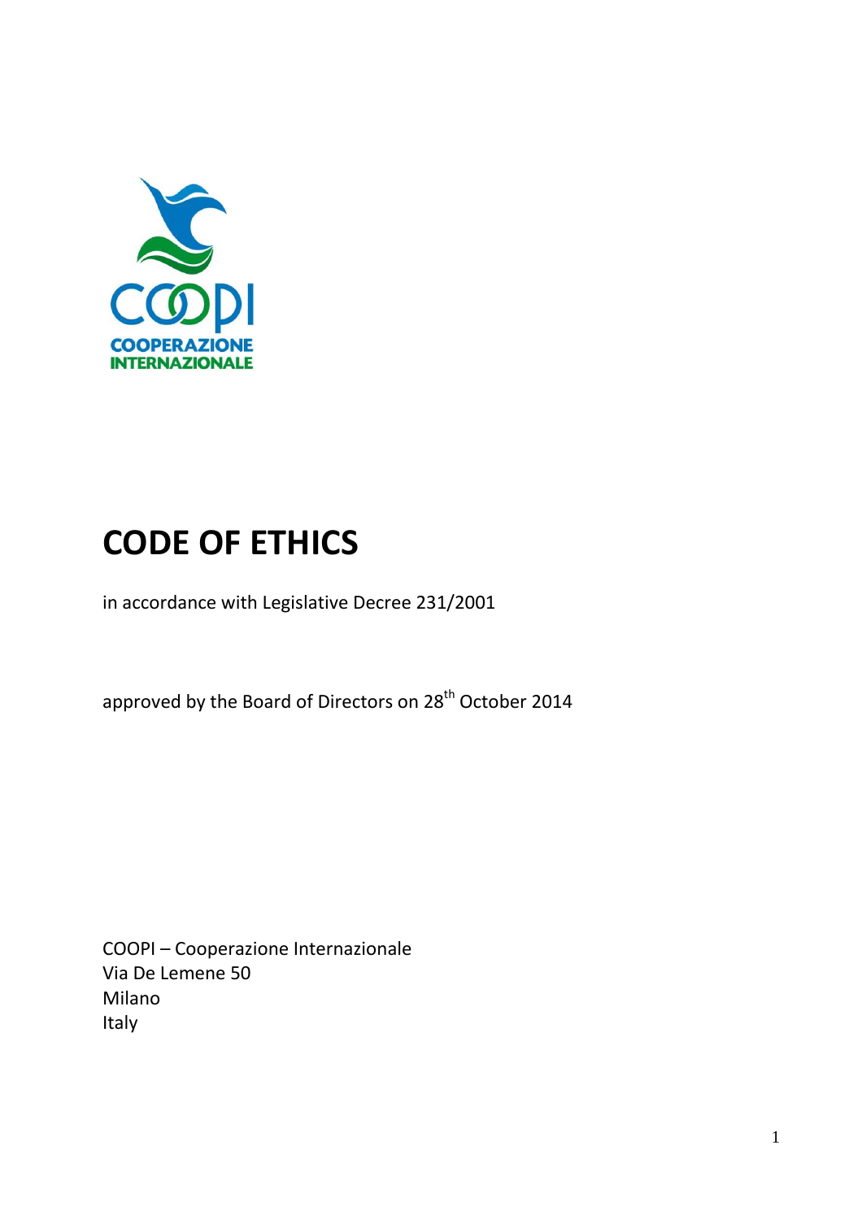# CODE OF ETHICS

in accordance with Legislative Decree 231/2001

approved by the Board of Directors on 28th October 2014

COOPI – Cooperazione Internazionale
Via De Lemene 50
Milano
Italy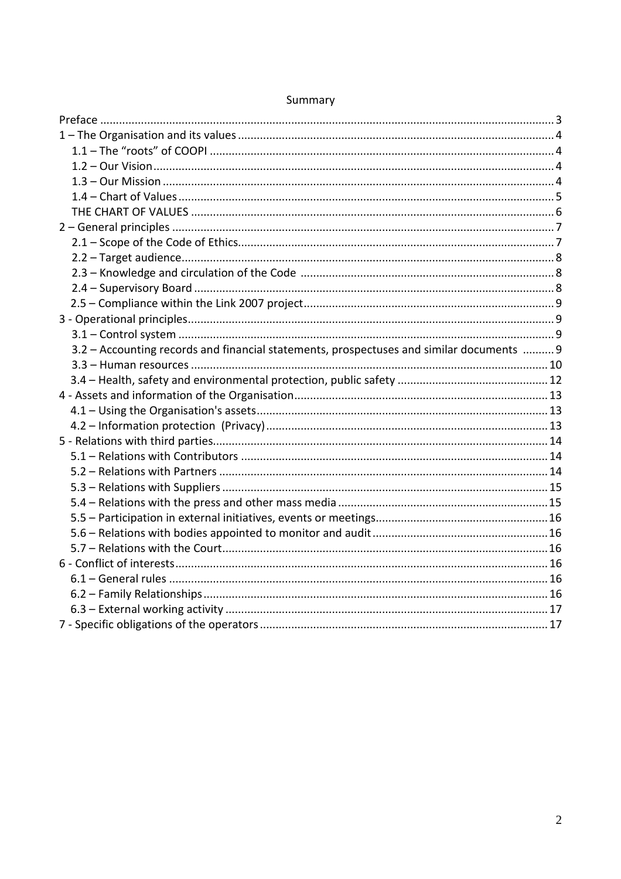# Summary

Preface ... 3
1 – The Organisation and its values ... 4
- 1.1 – The "roots" of COOPI ... 4
- 1.2 – Our Vision ... 4
- 1.3 – Our Mission ... 4
- 1.4 – Chart of Values ... 5
- THE CHART OF VALUES ... 6

2 – General principles ... 7
- 2.1 – Scope of the Code of Ethics ... 7
- 2.2 – Target audience ... 8
- 2.3 – Knowledge and circulation of the Code ... 8
- 2.4 – Supervisory Board ... 8
- 2.5 – Compliance within the Link 2007 project ... 9

3 - Operational principles ... 9
- 3.1 – Control system ... 9
- 3.2 – Accounting records and financial statements, prospectuses and similar documents ... 9
- 3.3 – Human resources ... 10
- 3.4 – Health, safety and environmental protection, public safety ... 12

4 - Assets and information of the Organisation ... 13
- 4.1 – Using the Organisation's assets ... 13
- 4.2 – Information protection (Privacy) ... 13

5 - Relations with third parties ... 14
- 5.1 – Relations with Contributors ... 14
- 5.2 – Relations with Partners ... 14
- 5.3 – Relations with Suppliers ... 15
- 5.4 – Relations with the press and other mass media ... 15
- 5.5 – Participation in external initiatives, events or meetings ... 16
- 5.6 – Relations with bodies appointed to monitor and audit ... 16
- 5.7 – Relations with the Court ... 16

6 - Conflict of interests ... 16
- 6.1 – General rules ... 16
- 6.2 – Family Relationships ... 16
- 6.3 – External working activity ... 17

7 - Specific obligations of the operators ... 17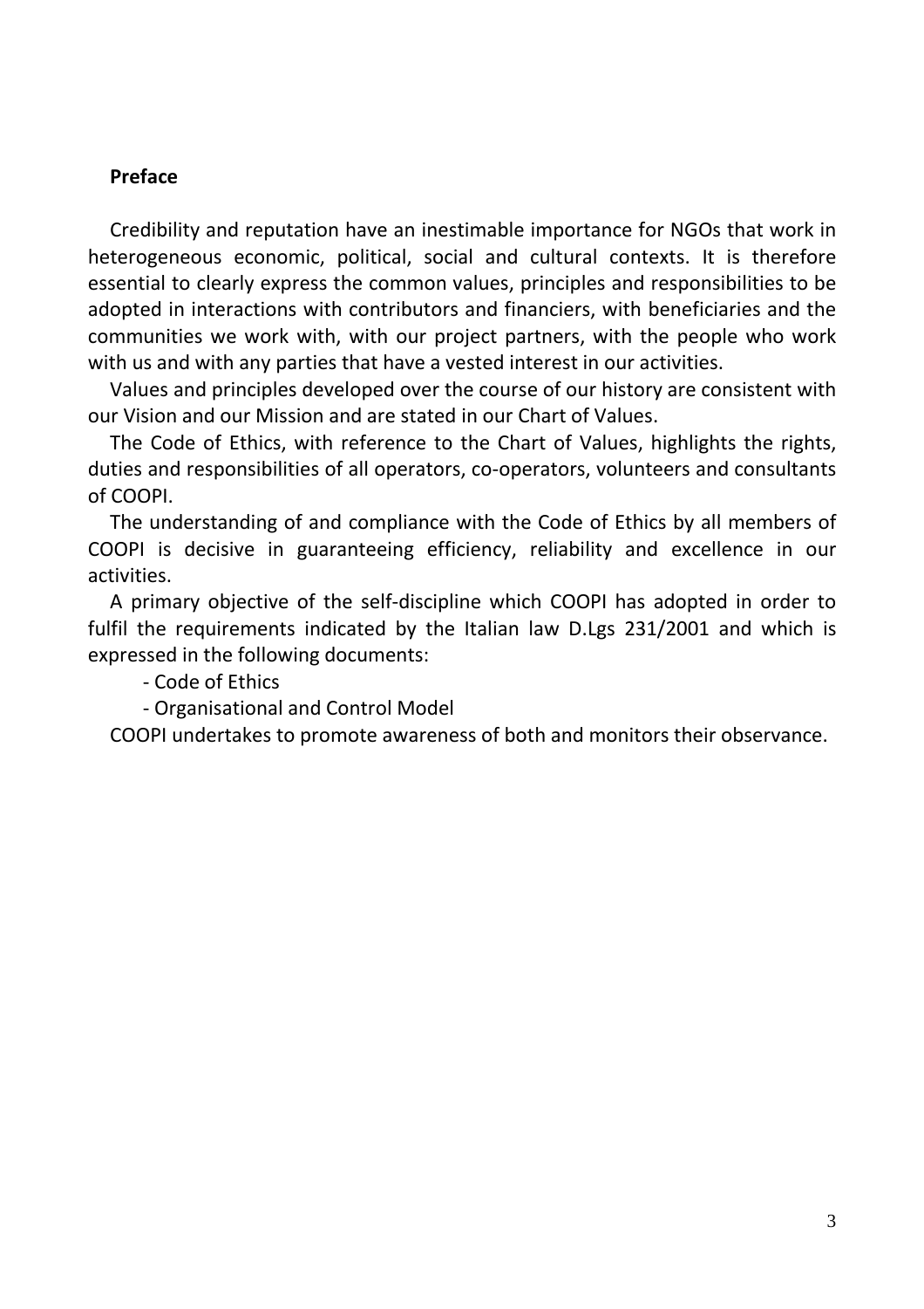**Preface**

Credibility and reputation have an inestimable importance for NGOs that work in heterogeneous economic, political, social and cultural contexts. It is therefore essential to clearly express the common values, principles and responsibilities to be adopted in interactions with contributors and financiers, with beneficiaries and the communities we work with, with our project partners, with the people who work with us and with any parties that have a vested interest in our activities.

Values and principles developed over the course of our history are consistent with our Vision and our Mission and are stated in our Chart of Values.

The Code of Ethics, with reference to the Chart of Values, highlights the rights, duties and responsibilities of all operators, co-operators, volunteers and consultants of COOPI.

The understanding of and compliance with the Code of Ethics by all members of COOPI is decisive in guaranteeing efficiency, reliability and excellence in our activities.

A primary objective of the self-discipline which COOPI has adopted in order to fulfil the requirements indicated by the Italian law D.Lgs 231/2001 and which is expressed in the following documents:

- Code of Ethics
- Organisational and Control Model

COOPI undertakes to promote awareness of both and monitors their observance.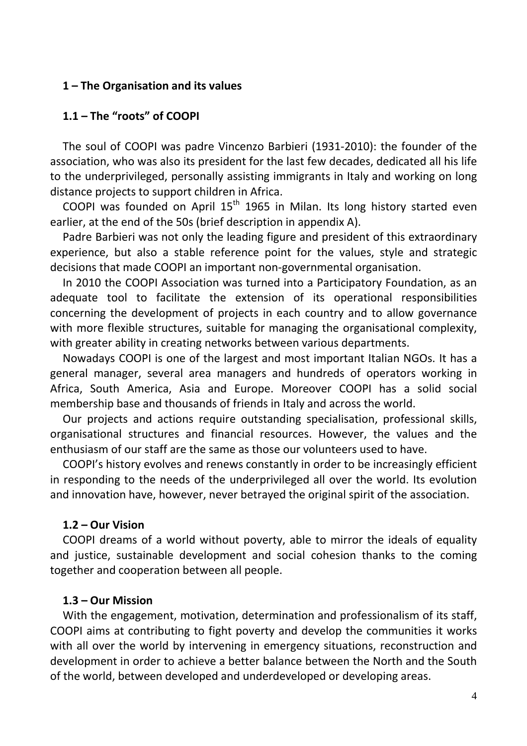## 1 – The Organisation and its values

### 1.1 – The "roots" of COOPI

The soul of COOPI was padre Vincenzo Barbieri (1931-2010): the founder of the association, who was also its president for the last few decades, dedicated all his life to the underprivileged, personally assisting immigrants in Italy and working on long distance projects to support children in Africa.

COOPI was founded on April 15th 1965 in Milan. Its long history started even earlier, at the end of the 50s (brief description in appendix A).

Padre Barbieri was not only the leading figure and president of this extraordinary experience, but also a stable reference point for the values, style and strategic decisions that made COOPI an important non-governmental organisation.

In 2010 the COOPI Association was turned into a Participatory Foundation, as an adequate tool to facilitate the extension of its operational responsibilities concerning the development of projects in each country and to allow governance with more flexible structures, suitable for managing the organisational complexity, with greater ability in creating networks between various departments.

Nowadays COOPI is one of the largest and most important Italian NGOs. It has a general manager, several area managers and hundreds of operators working in Africa, South America, Asia and Europe. Moreover COOPI has a solid social membership base and thousands of friends in Italy and across the world.

Our projects and actions require outstanding specialisation, professional skills, organisational structures and financial resources. However, the values and the enthusiasm of our staff are the same as those our volunteers used to have.

COOPI's history evolves and renews constantly in order to be increasingly efficient in responding to the needs of the underprivileged all over the world. Its evolution and innovation have, however, never betrayed the original spirit of the association.

### 1.2 – Our Vision

COOPI dreams of a world without poverty, able to mirror the ideals of equality and justice, sustainable development and social cohesion thanks to the coming together and cooperation between all people.

### 1.3 – Our Mission

With the engagement, motivation, determination and professionalism of its staff, COOPI aims at contributing to fight poverty and develop the communities it works with all over the world by intervening in emergency situations, reconstruction and development in order to achieve a better balance between the North and the South of the world, between developed and underdeveloped or developing areas.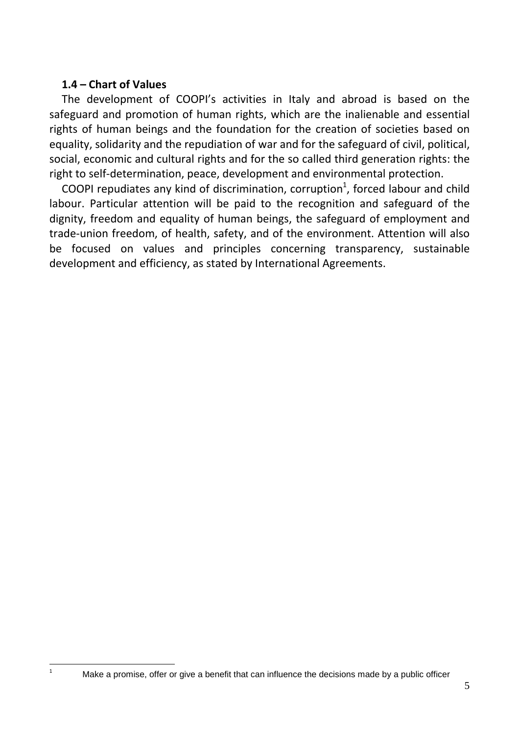### 1.4 – Chart of Values

The development of COOPI's activities in Italy and abroad is based on the safeguard and promotion of human rights, which are the inalienable and essential rights of human beings and the foundation for the creation of societies based on equality, solidarity and the repudiation of war and for the safeguard of civil, political, social, economic and cultural rights and for the so called third generation rights: the right to self-determination, peace, development and environmental protection.

COOPI repudiates any kind of discrimination, corruption[1], forced labour and child labour. Particular attention will be paid to the recognition and safeguard of the dignity, freedom and equality of human beings, the safeguard of employment and trade-union freedom, of health, safety, and of the environment. Attention will also be focused on values and principles concerning transparency, sustainable development and efficiency, as stated by International Agreements.

---

[1] Make a promise, offer or give a benefit that can influence the decisions made by a public officer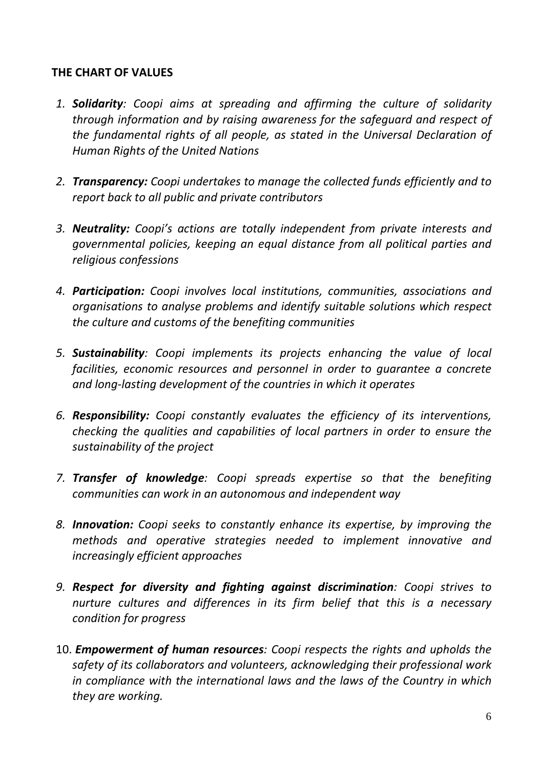**THE CHART OF VALUES**

1. ***Solidarity**: Coopi aims at spreading and affirming the culture of solidarity through information and by raising awareness for the safeguard and respect of the fundamental rights of all people, as stated in the Universal Declaration of Human Rights of the United Nations*

2. ***Transparency:** Coopi undertakes to manage the collected funds efficiently and to report back to all public and private contributors*

3. ***Neutrality:** Coopi's actions are totally independent from private interests and governmental policies, keeping an equal distance from all political parties and religious confessions*

4. ***Participation:** Coopi involves local institutions, communities, associations and organisations to analyse problems and identify suitable solutions which respect the culture and customs of the benefiting communities*

5. ***Sustainability**: Coopi implements its projects enhancing the value of local facilities, economic resources and personnel in order to guarantee a concrete and long-lasting development of the countries in which it operates*

6. ***Responsibility:** Coopi constantly evaluates the efficiency of its interventions, checking the qualities and capabilities of local partners in order to ensure the sustainability of the project*

7. ***Transfer of knowledge**: Coopi spreads expertise so that the benefiting communities can work in an autonomous and independent way*

8. ***Innovation:** Coopi seeks to constantly enhance its expertise, by improving the methods and operative strategies needed to implement innovative and increasingly efficient approaches*

9. ***Respect for diversity and fighting against discrimination**: Coopi strives to nurture cultures and differences in its firm belief that this is a necessary condition for progress*

10. ***Empowerment of human resources**: Coopi respects the rights and upholds the safety of its collaborators and volunteers, acknowledging their professional work in compliance with the international laws and the laws of the Country in which they are working.*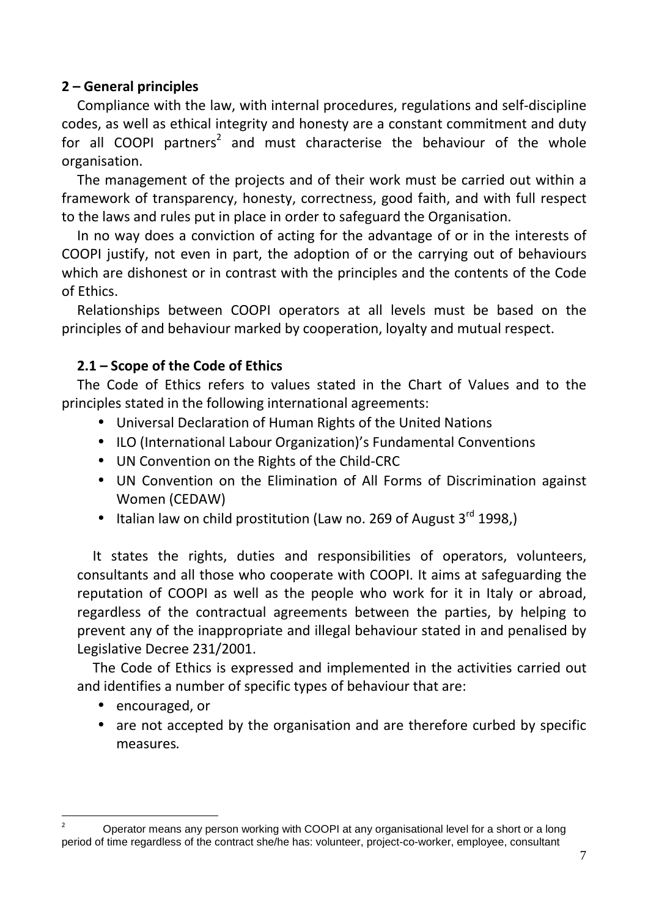## 2 – General principles

Compliance with the law, with internal procedures, regulations and self-discipline codes, as well as ethical integrity and honesty are a constant commitment and duty for all COOPI partners[2] and must characterise the behaviour of the whole organisation.

The management of the projects and of their work must be carried out within a framework of transparency, honesty, correctness, good faith, and with full respect to the laws and rules put in place in order to safeguard the Organisation.

In no way does a conviction of acting for the advantage of or in the interests of COOPI justify, not even in part, the adoption of or the carrying out of behaviours which are dishonest or in contrast with the principles and the contents of the Code of Ethics.

Relationships between COOPI operators at all levels must be based on the principles of and behaviour marked by cooperation, loyalty and mutual respect.

### 2.1 – Scope of the Code of Ethics

The Code of Ethics refers to values stated in the Chart of Values and to the principles stated in the following international agreements:

- Universal Declaration of Human Rights of the United Nations
- ILO (International Labour Organization)'s Fundamental Conventions
- UN Convention on the Rights of the Child-CRC
- UN Convention on the Elimination of All Forms of Discrimination against Women (CEDAW)
- Italian law on child prostitution (Law no. 269 of August 3rd 1998,)

It states the rights, duties and responsibilities of operators, volunteers, consultants and all those who cooperate with COOPI. It aims at safeguarding the reputation of COOPI as well as the people who work for it in Italy or abroad, regardless of the contractual agreements between the parties, by helping to prevent any of the inappropriate and illegal behaviour stated in and penalised by Legislative Decree 231/2001.

The Code of Ethics is expressed and implemented in the activities carried out and identifies a number of specific types of behaviour that are:

- encouraged, or
- are not accepted by the organisation and are therefore curbed by specific measures.

---

[2] Operator means any person working with COOPI at any organisational level for a short or a long period of time regardless of the contract she/he has: volunteer, project-co-worker, employee, consultant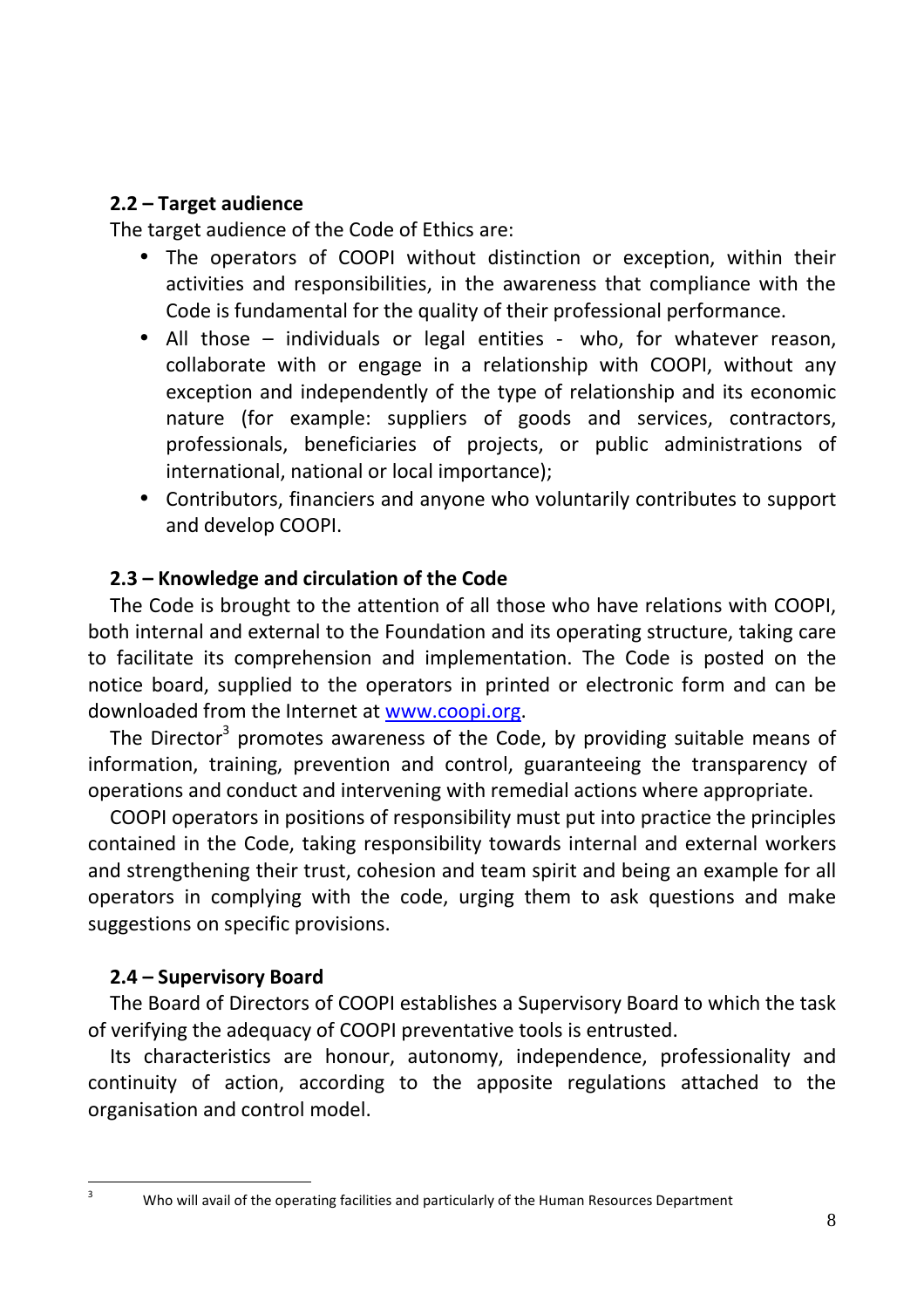### 2.2 – Target audience

The target audience of the Code of Ethics are:

- The operators of COOPI without distinction or exception, within their activities and responsibilities, in the awareness that compliance with the Code is fundamental for the quality of their professional performance.
- All those – individuals or legal entities - who, for whatever reason, collaborate with or engage in a relationship with COOPI, without any exception and independently of the type of relationship and its economic nature (for example: suppliers of goods and services, contractors, professionals, beneficiaries of projects, or public administrations of international, national or local importance);
- Contributors, financiers and anyone who voluntarily contributes to support and develop COOPI.

### 2.3 – Knowledge and circulation of the Code

The Code is brought to the attention of all those who have relations with COOPI, both internal and external to the Foundation and its operating structure, taking care to facilitate its comprehension and implementation. The Code is posted on the notice board, supplied to the operators in printed or electronic form and can be downloaded from the Internet at [www.coopi.org](http://www.coopi.org).

The Director[3] promotes awareness of the Code, by providing suitable means of information, training, prevention and control, guaranteeing the transparency of operations and conduct and intervening with remedial actions where appropriate.

COOPI operators in positions of responsibility must put into practice the principles contained in the Code, taking responsibility towards internal and external workers and strengthening their trust, cohesion and team spirit and being an example for all operators in complying with the code, urging them to ask questions and make suggestions on specific provisions.

### 2.4 – Supervisory Board

The Board of Directors of COOPI establishes a Supervisory Board to which the task of verifying the adequacy of COOPI preventative tools is entrusted.

Its characteristics are honour, autonomy, independence, professionality and continuity of action, according to the apposite regulations attached to the organisation and control model.

---

[3] Who will avail of the operating facilities and particularly of the Human Resources Department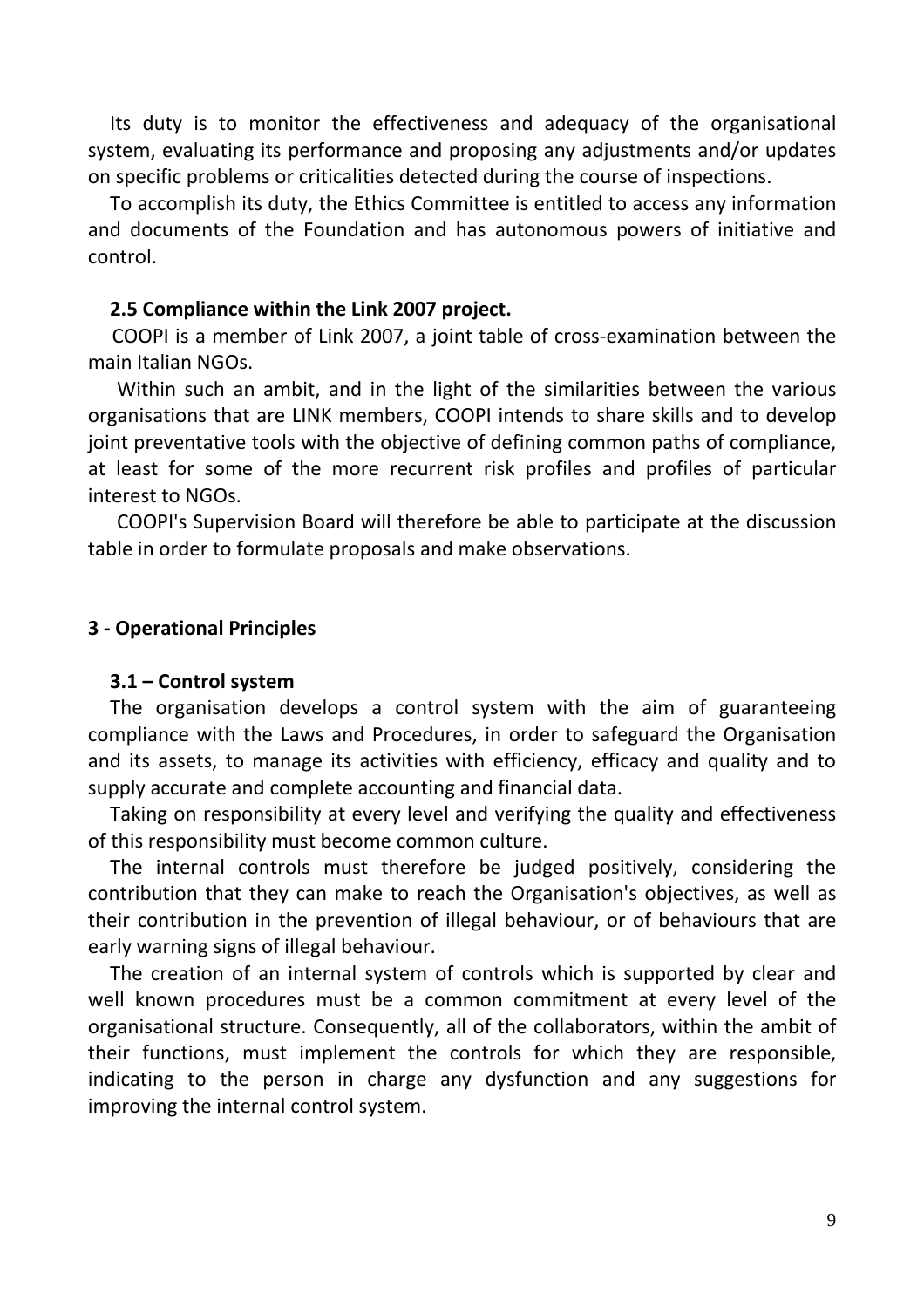Its duty is to monitor the effectiveness and adequacy of the organisational system, evaluating its performance and proposing any adjustments and/or updates on specific problems or criticalities detected during the course of inspections.

To accomplish its duty, the Ethics Committee is entitled to access any information and documents of the Foundation and has autonomous powers of initiative and control.

### 2.5 Compliance within the Link 2007 project.

COOPI is a member of Link 2007, a joint table of cross-examination between the main Italian NGOs.

Within such an ambit, and in the light of the similarities between the various organisations that are LINK members, COOPI intends to share skills and to develop joint preventative tools with the objective of defining common paths of compliance, at least for some of the more recurrent risk profiles and profiles of particular interest to NGOs.

COOPI's Supervision Board will therefore be able to participate at the discussion table in order to formulate proposals and make observations.

## 3 - Operational Principles

### 3.1 – Control system

The organisation develops a control system with the aim of guaranteeing compliance with the Laws and Procedures, in order to safeguard the Organisation and its assets, to manage its activities with efficiency, efficacy and quality and to supply accurate and complete accounting and financial data.

Taking on responsibility at every level and verifying the quality and effectiveness of this responsibility must become common culture.

The internal controls must therefore be judged positively, considering the contribution that they can make to reach the Organisation's objectives, as well as their contribution in the prevention of illegal behaviour, or of behaviours that are early warning signs of illegal behaviour.

The creation of an internal system of controls which is supported by clear and well known procedures must be a common commitment at every level of the organisational structure. Consequently, all of the collaborators, within the ambit of their functions, must implement the controls for which they are responsible, indicating to the person in charge any dysfunction and any suggestions for improving the internal control system.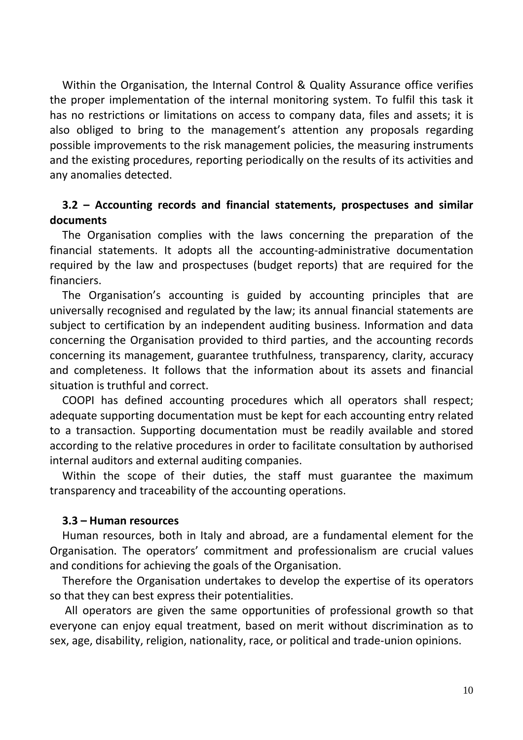Within the Organisation, the Internal Control & Quality Assurance office verifies the proper implementation of the internal monitoring system. To fulfil this task it has no restrictions or limitations on access to company data, files and assets; it is also obliged to bring to the management's attention any proposals regarding possible improvements to the risk management policies, the measuring instruments and the existing procedures, reporting periodically on the results of its activities and any anomalies detected.

### 3.2 – Accounting records and financial statements, prospectuses and similar documents

The Organisation complies with the laws concerning the preparation of the financial statements. It adopts all the accounting-administrative documentation required by the law and prospectuses (budget reports) that are required for the financiers.

The Organisation's accounting is guided by accounting principles that are universally recognised and regulated by the law; its annual financial statements are subject to certification by an independent auditing business. Information and data concerning the Organisation provided to third parties, and the accounting records concerning its management, guarantee truthfulness, transparency, clarity, accuracy and completeness. It follows that the information about its assets and financial situation is truthful and correct.

COOPI has defined accounting procedures which all operators shall respect; adequate supporting documentation must be kept for each accounting entry related to a transaction. Supporting documentation must be readily available and stored according to the relative procedures in order to facilitate consultation by authorised internal auditors and external auditing companies.

Within the scope of their duties, the staff must guarantee the maximum transparency and traceability of the accounting operations.

### 3.3 – Human resources

Human resources, both in Italy and abroad, are a fundamental element for the Organisation. The operators' commitment and professionalism are crucial values and conditions for achieving the goals of the Organisation.

Therefore the Organisation undertakes to develop the expertise of its operators so that they can best express their potentialities.

All operators are given the same opportunities of professional growth so that everyone can enjoy equal treatment, based on merit without discrimination as to sex, age, disability, religion, nationality, race, or political and trade-union opinions.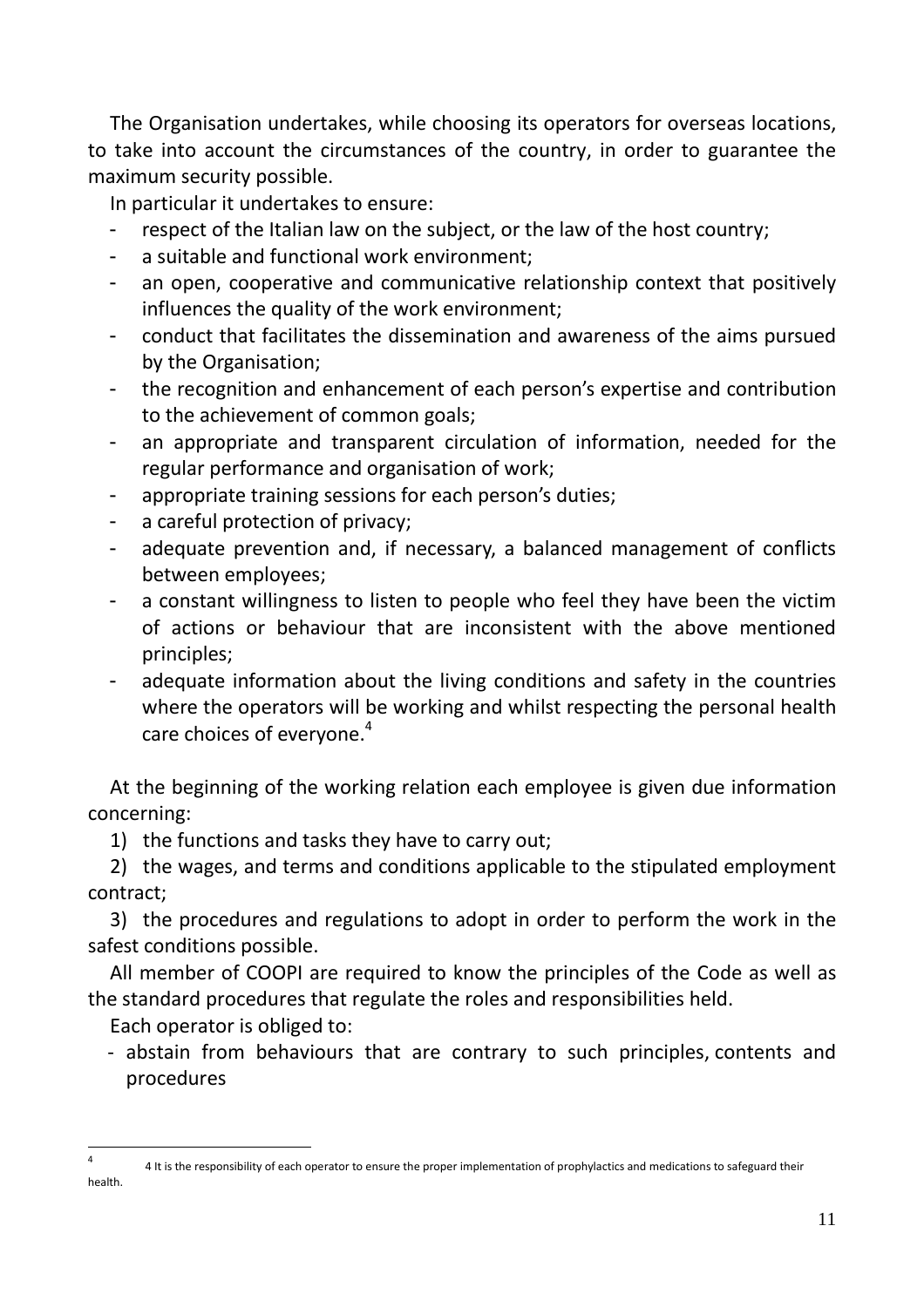The Organisation undertakes, while choosing its operators for overseas locations, to take into account the circumstances of the country, in order to guarantee the maximum security possible.

In particular it undertakes to ensure:

- respect of the Italian law on the subject, or the law of the host country;
- a suitable and functional work environment;
- an open, cooperative and communicative relationship context that positively influences the quality of the work environment;
- conduct that facilitates the dissemination and awareness of the aims pursued by the Organisation;
- the recognition and enhancement of each person's expertise and contribution to the achievement of common goals;
- an appropriate and transparent circulation of information, needed for the regular performance and organisation of work;
- appropriate training sessions for each person's duties;
- a careful protection of privacy;
- adequate prevention and, if necessary, a balanced management of conflicts between employees;
- a constant willingness to listen to people who feel they have been the victim of actions or behaviour that are inconsistent with the above mentioned principles;
- adequate information about the living conditions and safety in the countries where the operators will be working and whilst respecting the personal health care choices of everyone.[4]

At the beginning of the working relation each employee is given due information concerning:

1) the functions and tasks they have to carry out;

2) the wages, and terms and conditions applicable to the stipulated employment contract;

3) the procedures and regulations to adopt in order to perform the work in the safest conditions possible.

All member of COOPI are required to know the principles of the Code as well as the standard procedures that regulate the roles and responsibilities held.

Each operator is obliged to:

- abstain from behaviours that are contrary to such principles, contents and procedures

---

[4] 4 It is the responsibility of each operator to ensure the proper implementation of prophylactics and medications to safeguard their health.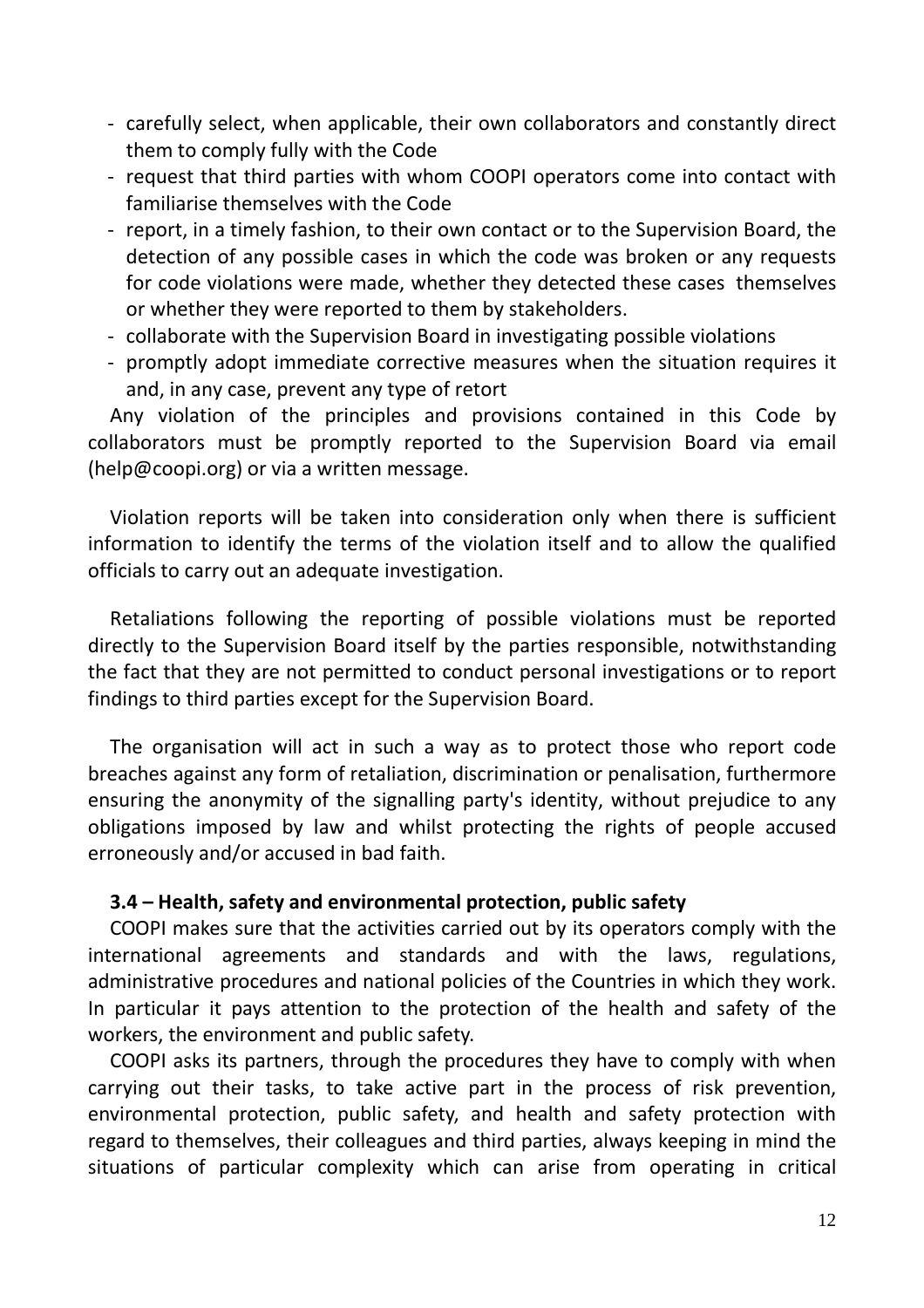- carefully select, when applicable, their own collaborators and constantly direct them to comply fully with the Code
- request that third parties with whom COOPI operators come into contact with familiarise themselves with the Code
- report, in a timely fashion, to their own contact or to the Supervision Board, the detection of any possible cases in which the code was broken or any requests for code violations were made, whether they detected these cases themselves or whether they were reported to them by stakeholders.
- collaborate with the Supervision Board in investigating possible violations
- promptly adopt immediate corrective measures when the situation requires it and, in any case, prevent any type of retort

Any violation of the principles and provisions contained in this Code by collaborators must be promptly reported to the Supervision Board via email (help@coopi.org) or via a written message.

Violation reports will be taken into consideration only when there is sufficient information to identify the terms of the violation itself and to allow the qualified officials to carry out an adequate investigation.

Retaliations following the reporting of possible violations must be reported directly to the Supervision Board itself by the parties responsible, notwithstanding the fact that they are not permitted to conduct personal investigations or to report findings to third parties except for the Supervision Board.

The organisation will act in such a way as to protect those who report code breaches against any form of retaliation, discrimination or penalisation, furthermore ensuring the anonymity of the signalling party's identity, without prejudice to any obligations imposed by law and whilst protecting the rights of people accused erroneously and/or accused in bad faith.

### 3.4 – Health, safety and environmental protection, public safety

COOPI makes sure that the activities carried out by its operators comply with the international agreements and standards and with the laws, regulations, administrative procedures and national policies of the Countries in which they work. In particular it pays attention to the protection of the health and safety of the workers, the environment and public safety.

COOPI asks its partners, through the procedures they have to comply with when carrying out their tasks, to take active part in the process of risk prevention, environmental protection, public safety, and health and safety protection with regard to themselves, their colleagues and third parties, always keeping in mind the situations of particular complexity which can arise from operating in critical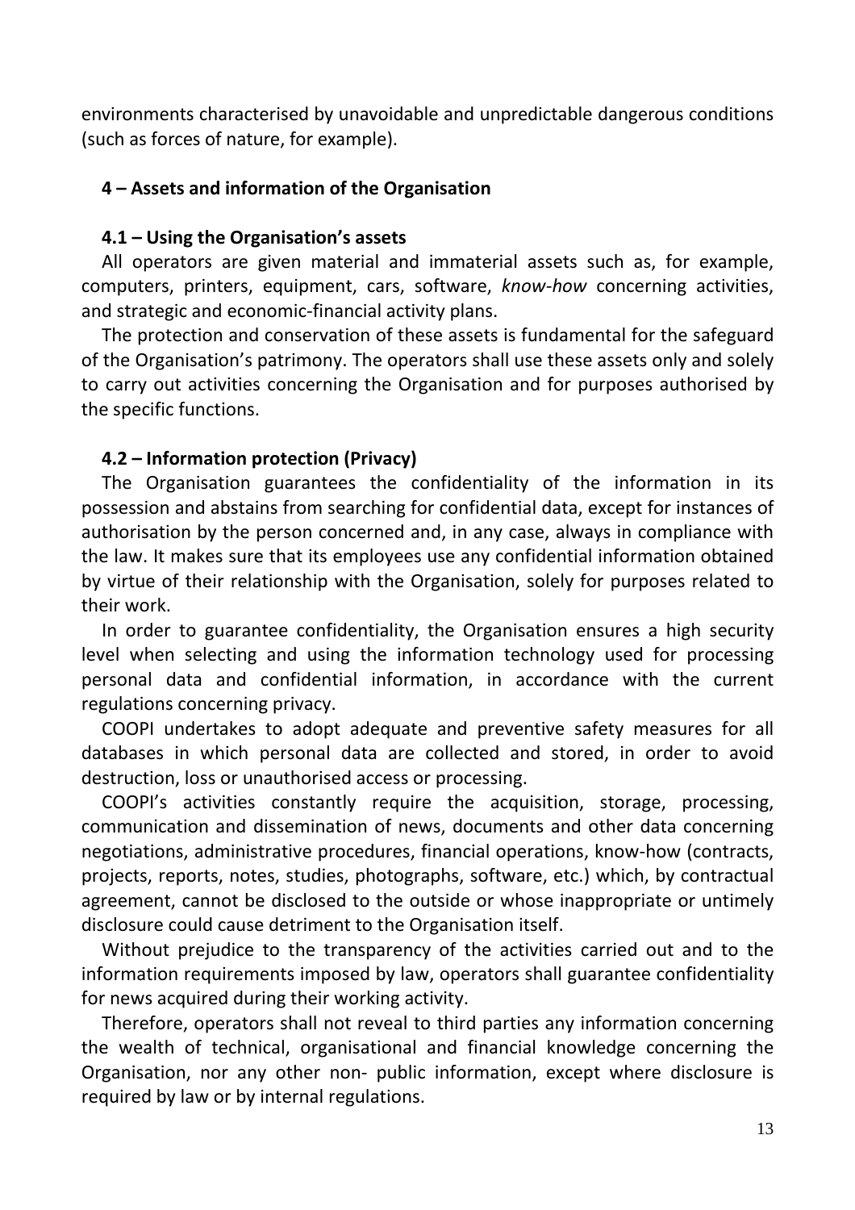environments characterised by unavoidable and unpredictable dangerous conditions (such as forces of nature, for example).

## 4 – Assets and information of the Organisation

### 4.1 – Using the Organisation's assets

All operators are given material and immaterial assets such as, for example, computers, printers, equipment, cars, software, *know-how* concerning activities, and strategic and economic-financial activity plans.

The protection and conservation of these assets is fundamental for the safeguard of the Organisation's patrimony. The operators shall use these assets only and solely to carry out activities concerning the Organisation and for purposes authorised by the specific functions.

### 4.2 – Information protection (Privacy)

The Organisation guarantees the confidentiality of the information in its possession and abstains from searching for confidential data, except for instances of authorisation by the person concerned and, in any case, always in compliance with the law. It makes sure that its employees use any confidential information obtained by virtue of their relationship with the Organisation, solely for purposes related to their work.

In order to guarantee confidentiality, the Organisation ensures a high security level when selecting and using the information technology used for processing personal data and confidential information, in accordance with the current regulations concerning privacy.

COOPI undertakes to adopt adequate and preventive safety measures for all databases in which personal data are collected and stored, in order to avoid destruction, loss or unauthorised access or processing.

COOPI's activities constantly require the acquisition, storage, processing, communication and dissemination of news, documents and other data concerning negotiations, administrative procedures, financial operations, know-how (contracts, projects, reports, notes, studies, photographs, software, etc.) which, by contractual agreement, cannot be disclosed to the outside or whose inappropriate or untimely disclosure could cause detriment to the Organisation itself.

Without prejudice to the transparency of the activities carried out and to the information requirements imposed by law, operators shall guarantee confidentiality for news acquired during their working activity.

Therefore, operators shall not reveal to third parties any information concerning the wealth of technical, organisational and financial knowledge concerning the Organisation, nor any other non- public information, except where disclosure is required by law or by internal regulations.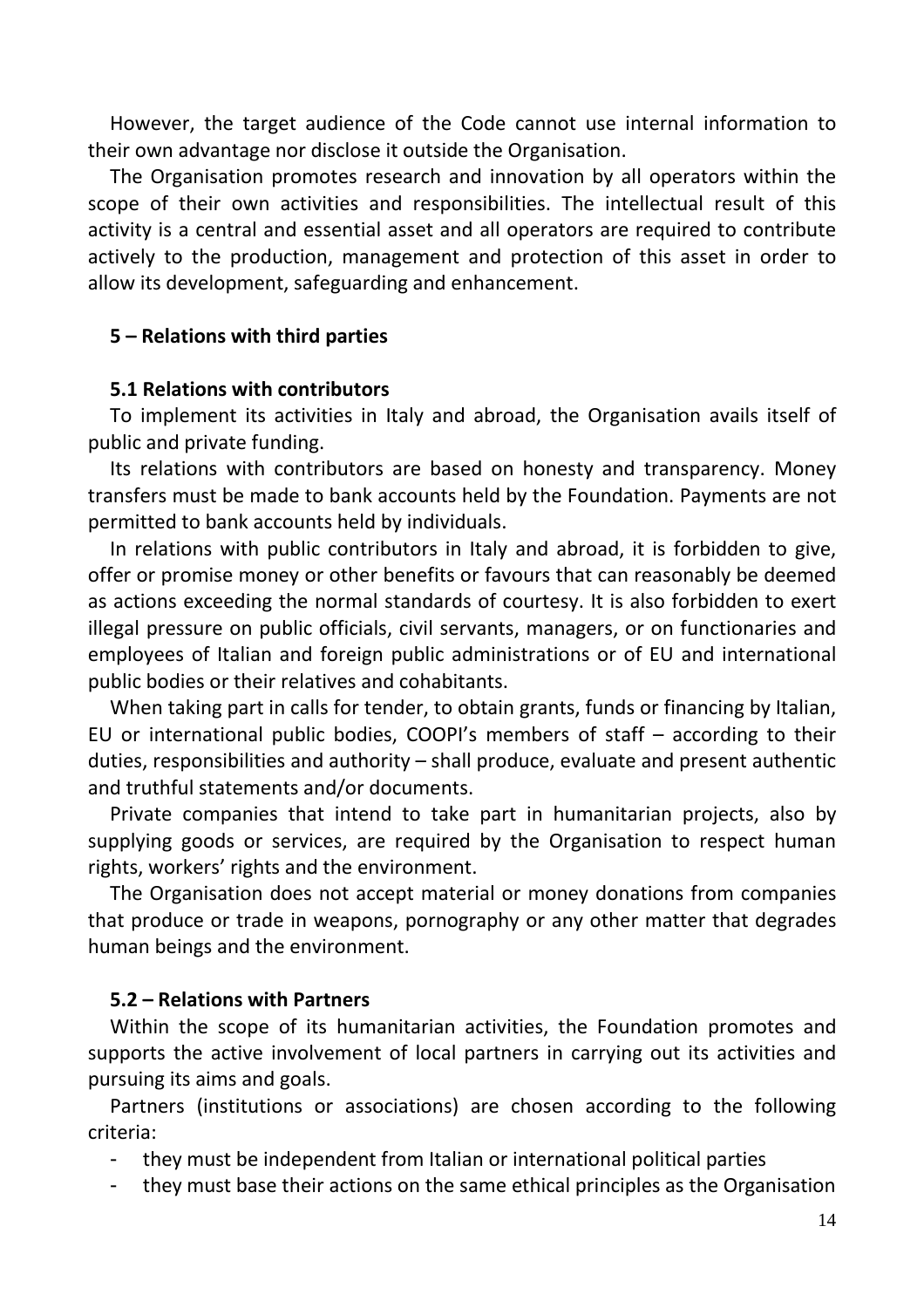However, the target audience of the Code cannot use internal information to their own advantage nor disclose it outside the Organisation.

The Organisation promotes research and innovation by all operators within the scope of their own activities and responsibilities. The intellectual result of this activity is a central and essential asset and all operators are required to contribute actively to the production, management and protection of this asset in order to allow its development, safeguarding and enhancement.

## 5 – Relations with third parties

### 5.1 Relations with contributors

To implement its activities in Italy and abroad, the Organisation avails itself of public and private funding.

Its relations with contributors are based on honesty and transparency. Money transfers must be made to bank accounts held by the Foundation. Payments are not permitted to bank accounts held by individuals.

In relations with public contributors in Italy and abroad, it is forbidden to give, offer or promise money or other benefits or favours that can reasonably be deemed as actions exceeding the normal standards of courtesy. It is also forbidden to exert illegal pressure on public officials, civil servants, managers, or on functionaries and employees of Italian and foreign public administrations or of EU and international public bodies or their relatives and cohabitants.

When taking part in calls for tender, to obtain grants, funds or financing by Italian, EU or international public bodies, COOPI's members of staff – according to their duties, responsibilities and authority – shall produce, evaluate and present authentic and truthful statements and/or documents.

Private companies that intend to take part in humanitarian projects, also by supplying goods or services, are required by the Organisation to respect human rights, workers' rights and the environment.

The Organisation does not accept material or money donations from companies that produce or trade in weapons, pornography or any other matter that degrades human beings and the environment.

### 5.2 – Relations with Partners

Within the scope of its humanitarian activities, the Foundation promotes and supports the active involvement of local partners in carrying out its activities and pursuing its aims and goals.

Partners (institutions or associations) are chosen according to the following criteria:

- they must be independent from Italian or international political parties
- they must base their actions on the same ethical principles as the Organisation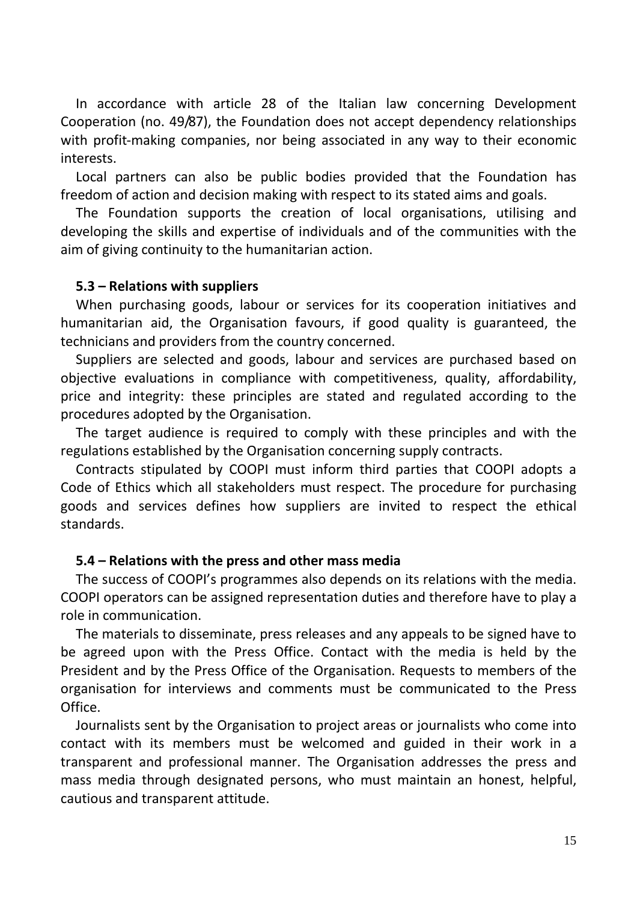In accordance with article 28 of the Italian law concerning Development Cooperation (no. 49/87), the Foundation does not accept dependency relationships with profit-making companies, nor being associated in any way to their economic interests.

Local partners can also be public bodies provided that the Foundation has freedom of action and decision making with respect to its stated aims and goals.

The Foundation supports the creation of local organisations, utilising and developing the skills and expertise of individuals and of the communities with the aim of giving continuity to the humanitarian action.

### 5.3 – Relations with suppliers

When purchasing goods, labour or services for its cooperation initiatives and humanitarian aid, the Organisation favours, if good quality is guaranteed, the technicians and providers from the country concerned.

Suppliers are selected and goods, labour and services are purchased based on objective evaluations in compliance with competitiveness, quality, affordability, price and integrity: these principles are stated and regulated according to the procedures adopted by the Organisation.

The target audience is required to comply with these principles and with the regulations established by the Organisation concerning supply contracts.

Contracts stipulated by COOPI must inform third parties that COOPI adopts a Code of Ethics which all stakeholders must respect. The procedure for purchasing goods and services defines how suppliers are invited to respect the ethical standards.

### 5.4 – Relations with the press and other mass media

The success of COOPI's programmes also depends on its relations with the media. COOPI operators can be assigned representation duties and therefore have to play a role in communication.

The materials to disseminate, press releases and any appeals to be signed have to be agreed upon with the Press Office. Contact with the media is held by the President and by the Press Office of the Organisation. Requests to members of the organisation for interviews and comments must be communicated to the Press Office.

Journalists sent by the Organisation to project areas or journalists who come into contact with its members must be welcomed and guided in their work in a transparent and professional manner. The Organisation addresses the press and mass media through designated persons, who must maintain an honest, helpful, cautious and transparent attitude.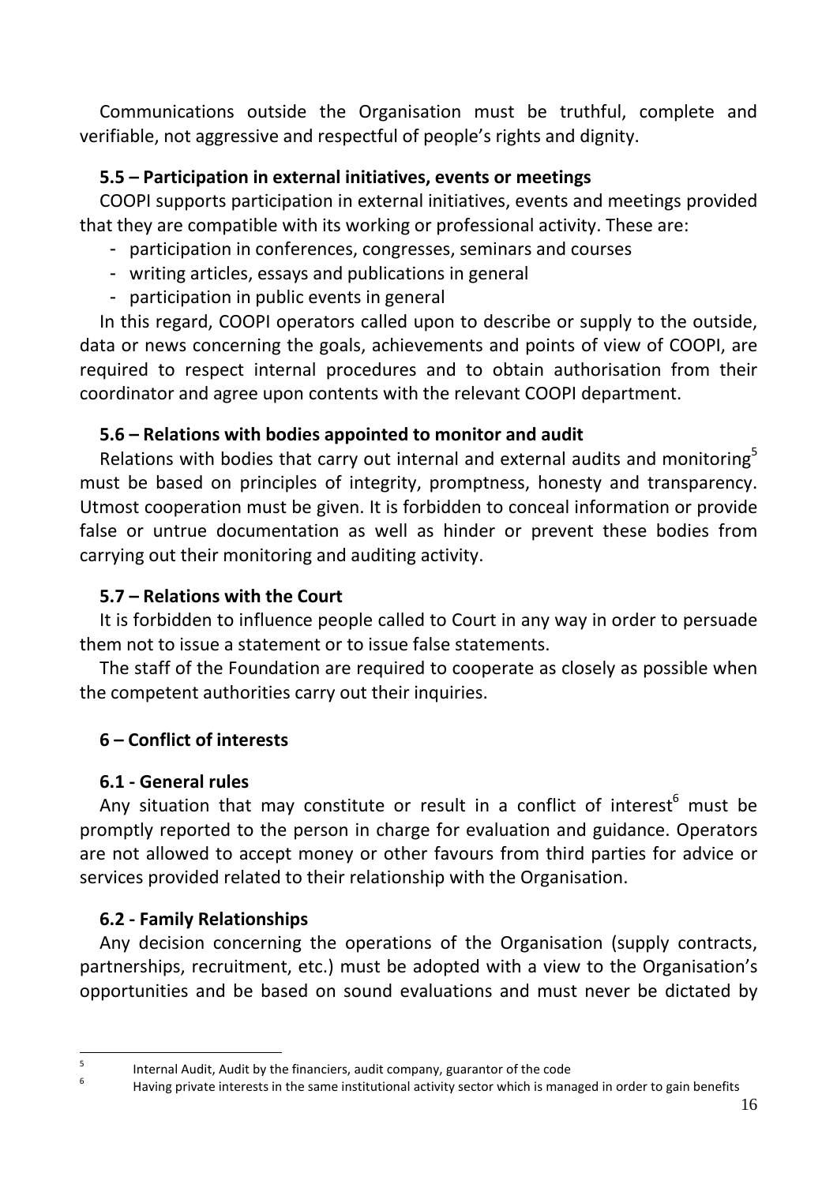Communications outside the Organisation must be truthful, complete and verifiable, not aggressive and respectful of people's rights and dignity.

### 5.5 – Participation in external initiatives, events or meetings

COOPI supports participation in external initiatives, events and meetings provided that they are compatible with its working or professional activity. These are:

- participation in conferences, congresses, seminars and courses
- writing articles, essays and publications in general
- participation in public events in general

In this regard, COOPI operators called upon to describe or supply to the outside, data or news concerning the goals, achievements and points of view of COOPI, are required to respect internal procedures and to obtain authorisation from their coordinator and agree upon contents with the relevant COOPI department.

### 5.6 – Relations with bodies appointed to monitor and audit

Relations with bodies that carry out internal and external audits and monitoring[5] must be based on principles of integrity, promptness, honesty and transparency. Utmost cooperation must be given. It is forbidden to conceal information or provide false or untrue documentation as well as hinder or prevent these bodies from carrying out their monitoring and auditing activity.

### 5.7 – Relations with the Court

It is forbidden to influence people called to Court in any way in order to persuade them not to issue a statement or to issue false statements.

The staff of the Foundation are required to cooperate as closely as possible when the competent authorities carry out their inquiries.

## 6 – Conflict of interests

### 6.1 - General rules

Any situation that may constitute or result in a conflict of interest[6] must be promptly reported to the person in charge for evaluation and guidance. Operators are not allowed to accept money or other favours from third parties for advice or services provided related to their relationship with the Organisation.

### 6.2 - Family Relationships

Any decision concerning the operations of the Organisation (supply contracts, partnerships, recruitment, etc.) must be adopted with a view to the Organisation's opportunities and be based on sound evaluations and must never be dictated by

---

[5] Internal Audit, Audit by the financiers, audit company, guarantor of the code

[6] Having private interests in the same institutional activity sector which is managed in order to gain benefits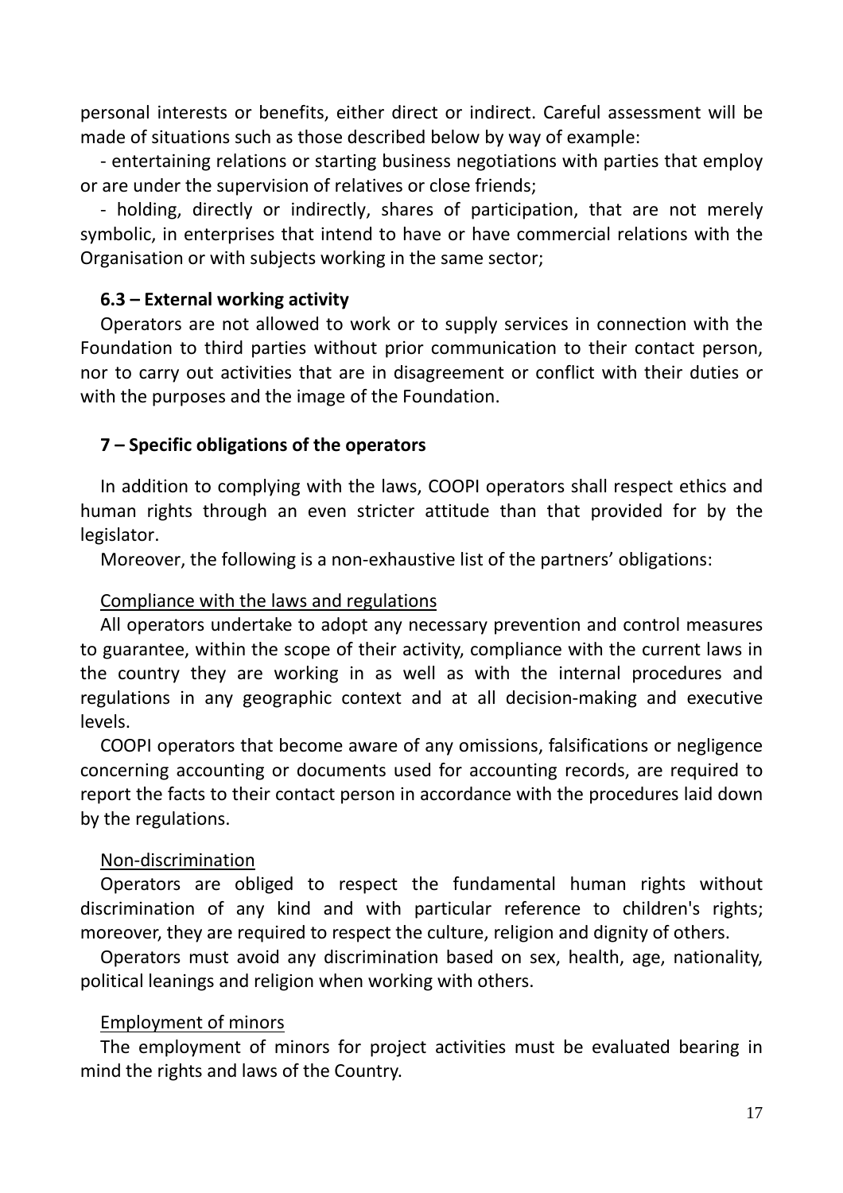personal interests or benefits, either direct or indirect. Careful assessment will be made of situations such as those described below by way of example:

- entertaining relations or starting business negotiations with parties that employ or are under the supervision of relatives or close friends;
- holding, directly or indirectly, shares of participation, that are not merely symbolic, in enterprises that intend to have or have commercial relations with the Organisation or with subjects working in the same sector;

### 6.3 – External working activity

Operators are not allowed to work or to supply services in connection with the Foundation to third parties without prior communication to their contact person, nor to carry out activities that are in disagreement or conflict with their duties or with the purposes and the image of the Foundation.

## 7 – Specific obligations of the operators

In addition to complying with the laws, COOPI operators shall respect ethics and human rights through an even stricter attitude than that provided for by the legislator.

Moreover, the following is a non-exhaustive list of the partners' obligations:

<u>Compliance with the laws and regulations</u>

All operators undertake to adopt any necessary prevention and control measures to guarantee, within the scope of their activity, compliance with the current laws in the country they are working in as well as with the internal procedures and regulations in any geographic context and at all decision-making and executive levels.

COOPI operators that become aware of any omissions, falsifications or negligence concerning accounting or documents used for accounting records, are required to report the facts to their contact person in accordance with the procedures laid down by the regulations.

<u>Non-discrimination</u>

Operators are obliged to respect the fundamental human rights without discrimination of any kind and with particular reference to children's rights; moreover, they are required to respect the culture, religion and dignity of others.

Operators must avoid any discrimination based on sex, health, age, nationality, political leanings and religion when working with others.

<u>Employment of minors</u>

The employment of minors for project activities must be evaluated bearing in mind the rights and laws of the Country.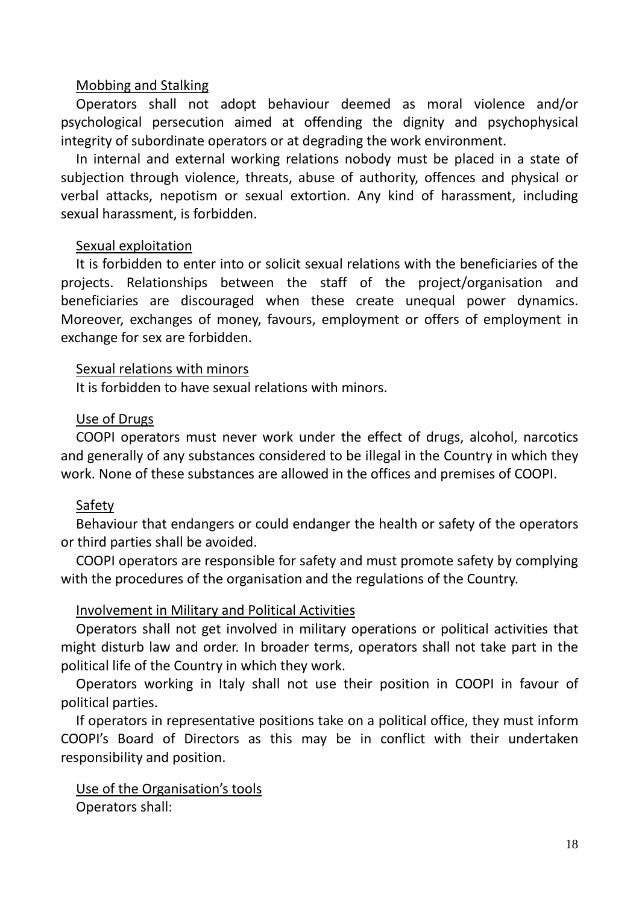Mobbing and Stalking

Operators shall not adopt behaviour deemed as moral violence and/or psychological persecution aimed at offending the dignity and psychophysical integrity of subordinate operators or at degrading the work environment.

In internal and external working relations nobody must be placed in a state of subjection through violence, threats, abuse of authority, offences and physical or verbal attacks, nepotism or sexual extortion. Any kind of harassment, including sexual harassment, is forbidden.

Sexual exploitation

It is forbidden to enter into or solicit sexual relations with the beneficiaries of the projects. Relationships between the staff of the project/organisation and beneficiaries are discouraged when these create unequal power dynamics. Moreover, exchanges of money, favours, employment or offers of employment in exchange for sex are forbidden.

Sexual relations with minors

It is forbidden to have sexual relations with minors.

Use of Drugs

COOPI operators must never work under the effect of drugs, alcohol, narcotics and generally of any substances considered to be illegal in the Country in which they work. None of these substances are allowed in the offices and premises of COOPI.

Safety

Behaviour that endangers or could endanger the health or safety of the operators or third parties shall be avoided.

COOPI operators are responsible for safety and must promote safety by complying with the procedures of the organisation and the regulations of the Country.

Involvement in Military and Political Activities

Operators shall not get involved in military operations or political activities that might disturb law and order. In broader terms, operators shall not take part in the political life of the Country in which they work.

Operators working in Italy shall not use their position in COOPI in favour of political parties.

If operators in representative positions take on a political office, they must inform COOPI's Board of Directors as this may be in conflict with their undertaken responsibility and position.

Use of the Organisation's tools

Operators shall: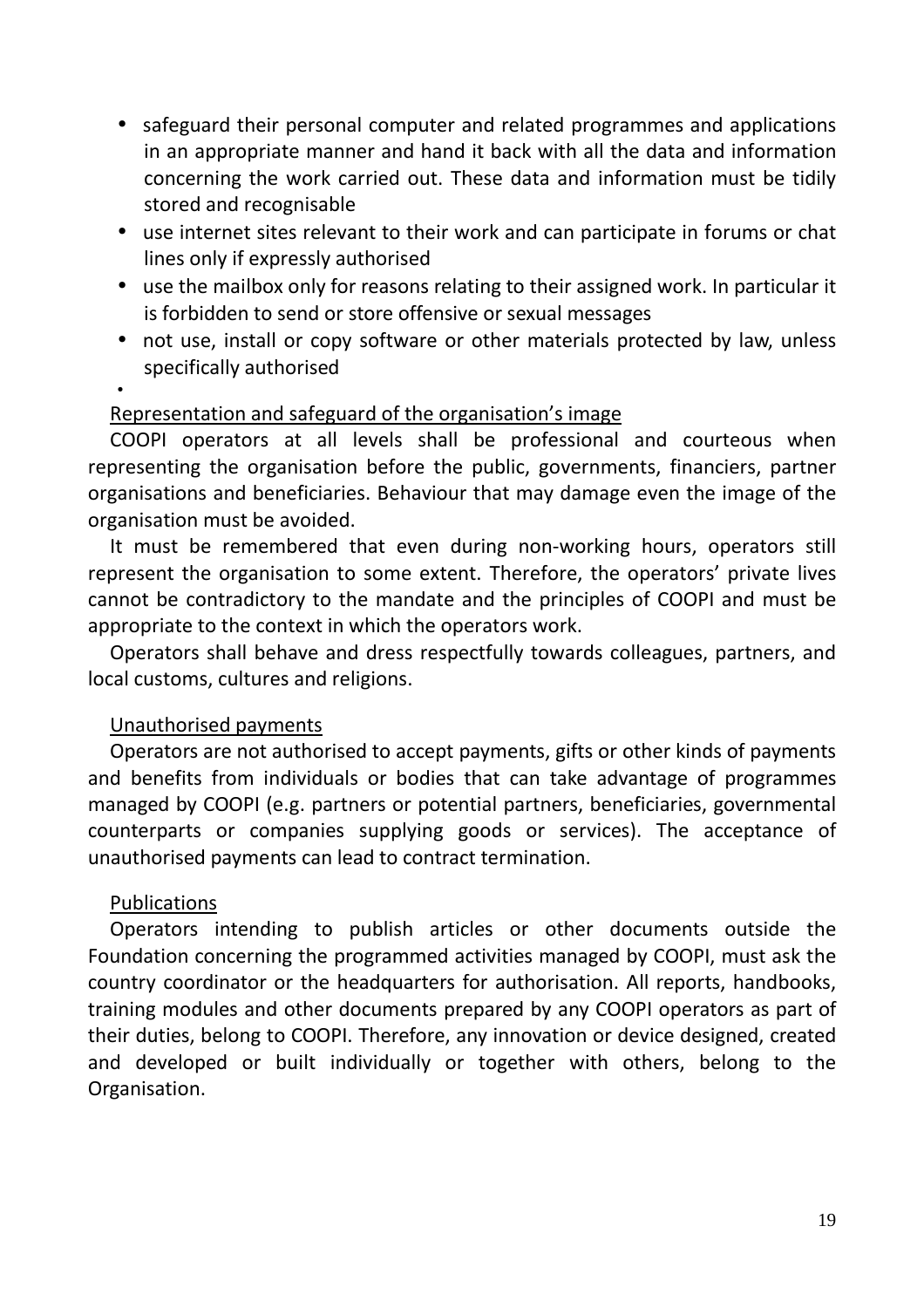- safeguard their personal computer and related programmes and applications in an appropriate manner and hand it back with all the data and information concerning the work carried out. These data and information must be tidily stored and recognisable
- use internet sites relevant to their work and can participate in forums or chat lines only if expressly authorised
- use the mailbox only for reasons relating to their assigned work. In particular it is forbidden to send or store offensive or sexual messages
- not use, install or copy software or other materials protected by law, unless specifically authorised

<u>Representation and safeguard of the organisation's image</u>

COOPI operators at all levels shall be professional and courteous when representing the organisation before the public, governments, financiers, partner organisations and beneficiaries. Behaviour that may damage even the image of the organisation must be avoided.

It must be remembered that even during non-working hours, operators still represent the organisation to some extent. Therefore, the operators' private lives cannot be contradictory to the mandate and the principles of COOPI and must be appropriate to the context in which the operators work.

Operators shall behave and dress respectfully towards colleagues, partners, and local customs, cultures and religions.

<u>Unauthorised payments</u>

Operators are not authorised to accept payments, gifts or other kinds of payments and benefits from individuals or bodies that can take advantage of programmes managed by COOPI (e.g. partners or potential partners, beneficiaries, governmental counterparts or companies supplying goods or services). The acceptance of unauthorised payments can lead to contract termination.

<u>Publications</u>

Operators intending to publish articles or other documents outside the Foundation concerning the programmed activities managed by COOPI, must ask the country coordinator or the headquarters for authorisation. All reports, handbooks, training modules and other documents prepared by any COOPI operators as part of their duties, belong to COOPI. Therefore, any innovation or device designed, created and developed or built individually or together with others, belong to the Organisation.